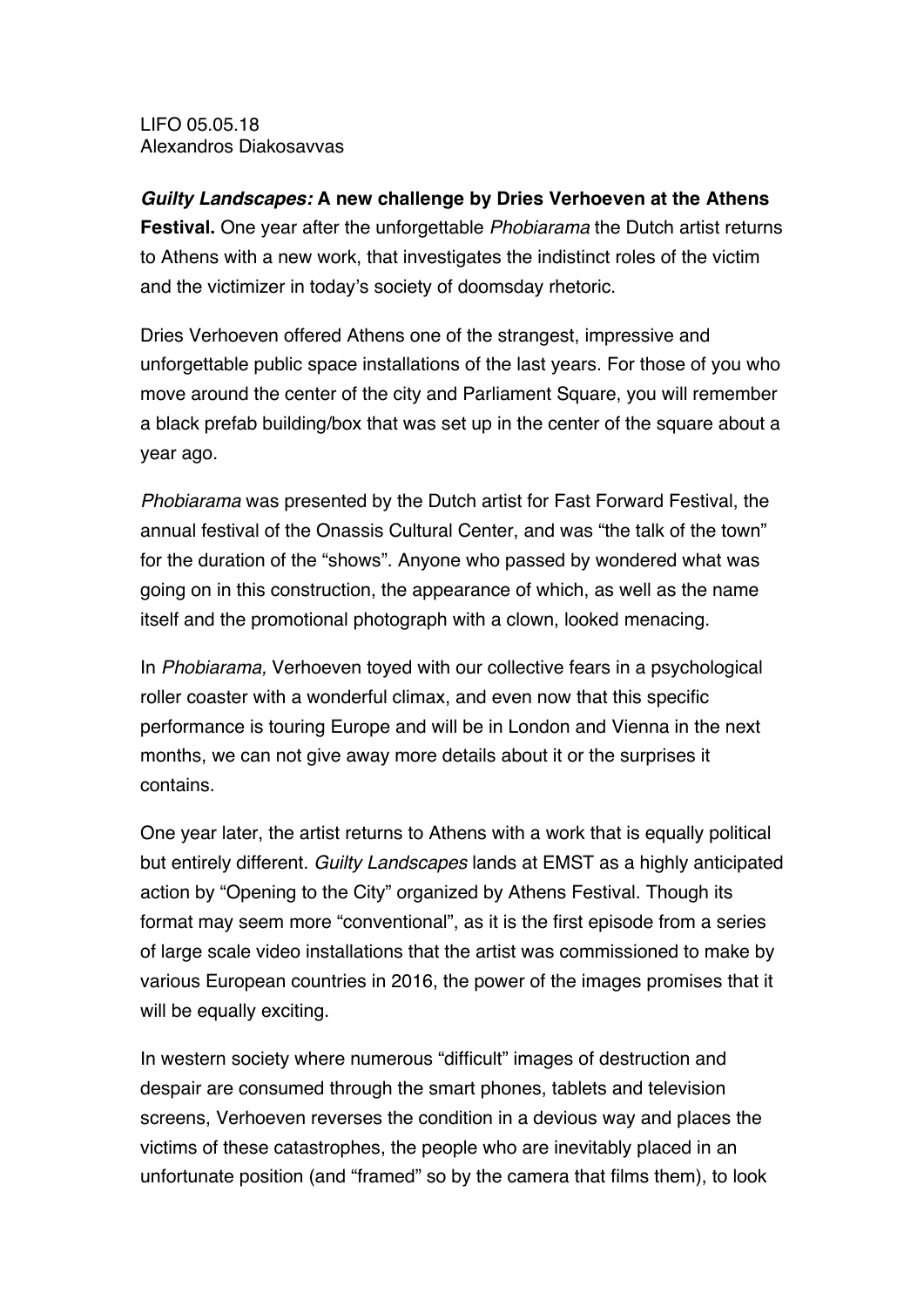LIFO 05.05.18
Alexandros Diakosavvas

***Guilty Landscapes:*** **A new challenge by Dries Verhoeven at the Athens Festival.** One year after the unforgettable *Phobiarama* the Dutch artist returns to Athens with a new work, that investigates the indistinct roles of the victim and the victimizer in today's society of doomsday rhetoric.

Dries Verhoeven offered Athens one of the strangest, impressive and unforgettable public space installations of the last years. For those of you who move around the center of the city and Parliament Square, you will remember a black prefab building/box that was set up in the center of the square about a year ago.

*Phobiarama* was presented by the Dutch artist for Fast Forward Festival, the annual festival of the Onassis Cultural Center, and was "the talk of the town" for the duration of the "shows". Anyone who passed by wondered what was going on in this construction, the appearance of which, as well as the name itself and the promotional photograph with a clown, looked menacing.

In *Phobiarama,* Verhoeven toyed with our collective fears in a psychological roller coaster with a wonderful climax, and even now that this specific performance is touring Europe and will be in London and Vienna in the next months, we can not give away more details about it or the surprises it contains.

One year later, the artist returns to Athens with a work that is equally political but entirely different. *Guilty Landscapes* lands at EMST as a highly anticipated action by "Opening to the City" organized by Athens Festival. Though its format may seem more "conventional", as it is the first episode from a series of large scale video installations that the artist was commissioned to make by various European countries in 2016, the power of the images promises that it will be equally exciting.

In western society where numerous "difficult" images of destruction and despair are consumed through the smart phones, tablets and television screens, Verhoeven reverses the condition in a devious way and places the victims of these catastrophes, the people who are inevitably placed in an unfortunate position (and "framed" so by the camera that films them), to look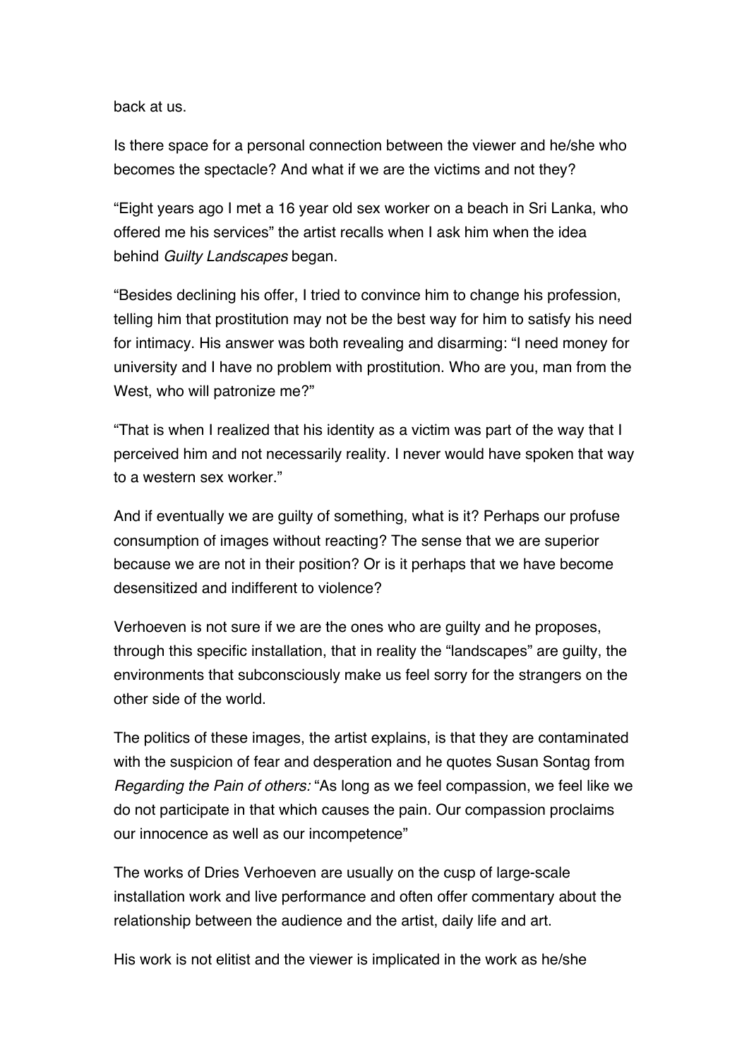back at us.

Is there space for a personal connection between the viewer and he/she who becomes the spectacle? And what if we are the victims and not they?

“Eight years ago I met a 16 year old sex worker on a beach in Sri Lanka, who offered me his services” the artist recalls when I ask him when the idea behind *Guilty Landscapes* began.

“Besides declining his offer, I tried to convince him to change his profession, telling him that prostitution may not be the best way for him to satisfy his need for intimacy. His answer was both revealing and disarming: “I need money for university and I have no problem with prostitution. Who are you, man from the West, who will patronize me?”

“That is when I realized that his identity as a victim was part of the way that I perceived him and not necessarily reality. I never would have spoken that way to a western sex worker.”

And if eventually we are guilty of something, what is it? Perhaps our profuse consumption of images without reacting? The sense that we are superior because we are not in their position? Or is it perhaps that we have become desensitized and indifferent to violence?

Verhoeven is not sure if we are the ones who are guilty and he proposes, through this specific installation, that in reality the “landscapes” are guilty, the environments that subconsciously make us feel sorry for the strangers on the other side of the world.

The politics of these images, the artist explains, is that they are contaminated with the suspicion of fear and desperation and he quotes Susan Sontag from *Regarding the Pain of others:* “As long as we feel compassion, we feel like we do not participate in that which causes the pain. Our compassion proclaims our innocence as well as our incompetence”

The works of Dries Verhoeven are usually on the cusp of large-scale installation work and live performance and often offer commentary about the relationship between the audience and the artist, daily life and art.

His work is not elitist and the viewer is implicated in the work as he/she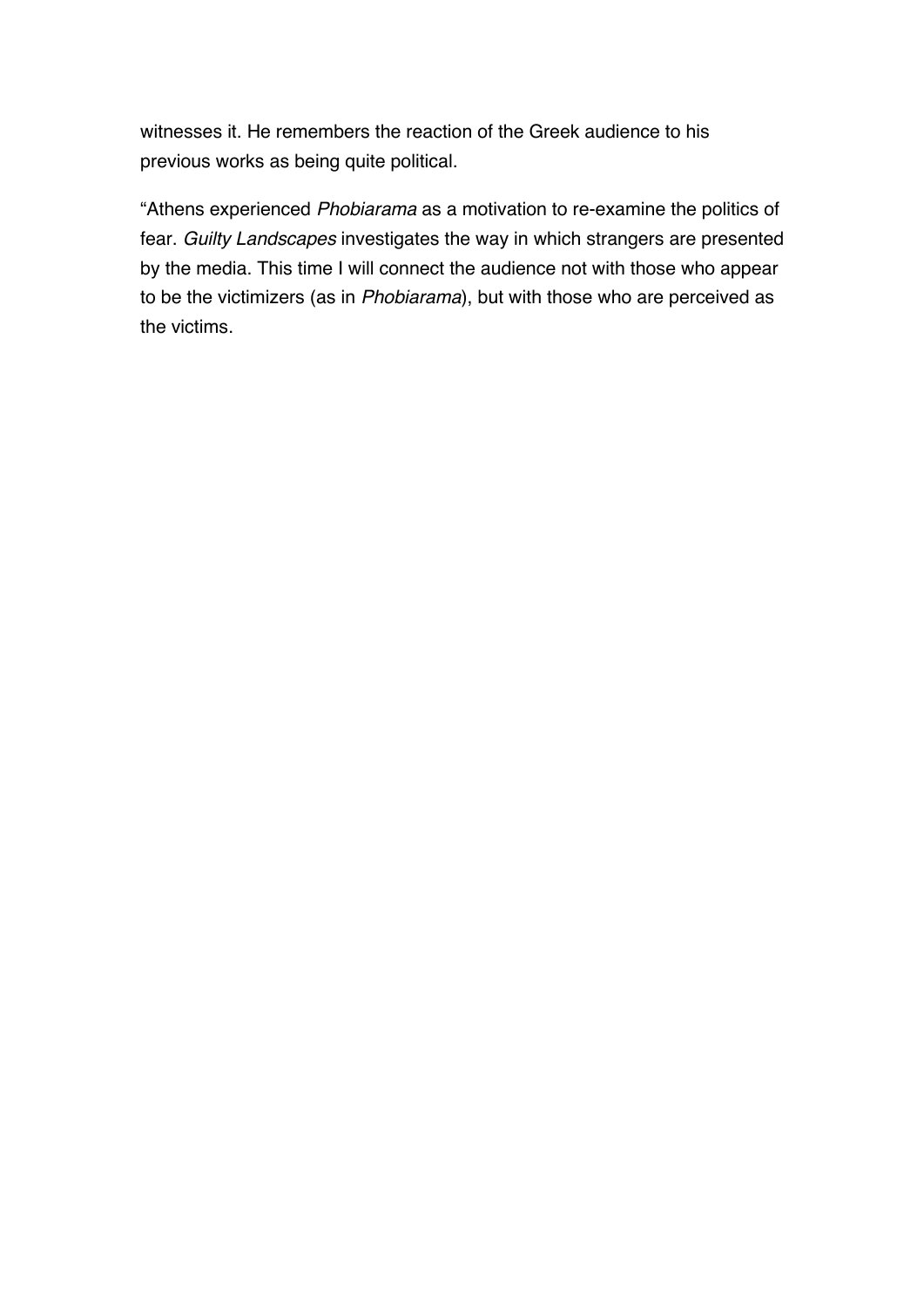witnesses it. He remembers the reaction of the Greek audience to his previous works as being quite political.

“Athens experienced *Phobiarama* as a motivation to re-examine the politics of fear. *Guilty Landscapes* investigates the way in which strangers are presented by the media. This time I will connect the audience not with those who appear to be the victimizers (as in *Phobiarama*), but with those who are perceived as the victims.